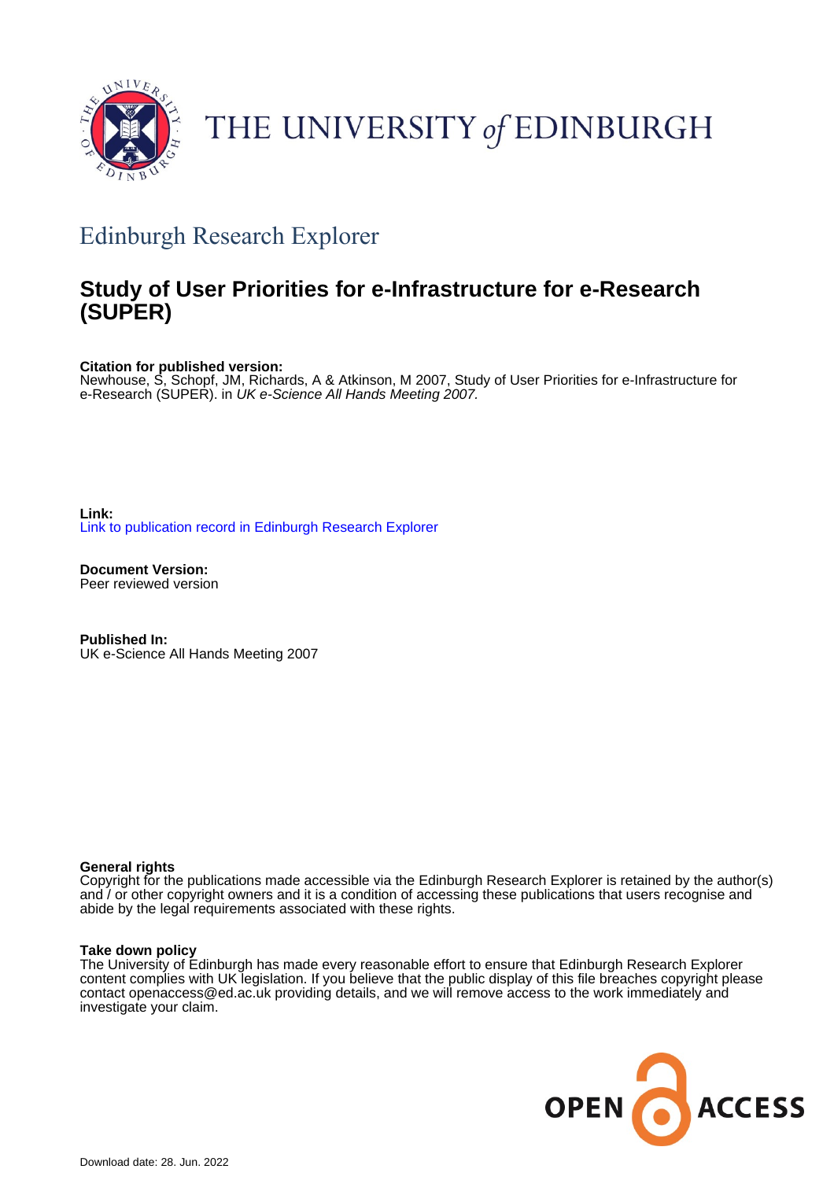THE UNIVERSITY *of* EDINBURGH

## Edinburgh Research Explorer

# Study of User Priorities for e-Infrastructure for e-Research (SUPER)

**Citation for published version:**
Newhouse, S, Schopf, JM, Richards, A & Atkinson, M 2007, Study of User Priorities for e-Infrastructure for e-Research (SUPER). in *UK e-Science All Hands Meeting 2007.*

**Link:**
Link to publication record in Edinburgh Research Explorer

**Document Version:**
Peer reviewed version

**Published In:**
UK e-Science All Hands Meeting 2007

**General rights**
Copyright for the publications made accessible via the Edinburgh Research Explorer is retained by the author(s) and / or other copyright owners and it is a condition of accessing these publications that users recognise and abide by the legal requirements associated with these rights.

**Take down policy**
The University of Edinburgh has made every reasonable effort to ensure that Edinburgh Research Explorer content complies with UK legislation. If you believe that the public display of this file breaches copyright please contact openaccess@ed.ac.uk providing details, and we will remove access to the work immediately and investigate your claim.

Download date: 28. Jun. 2022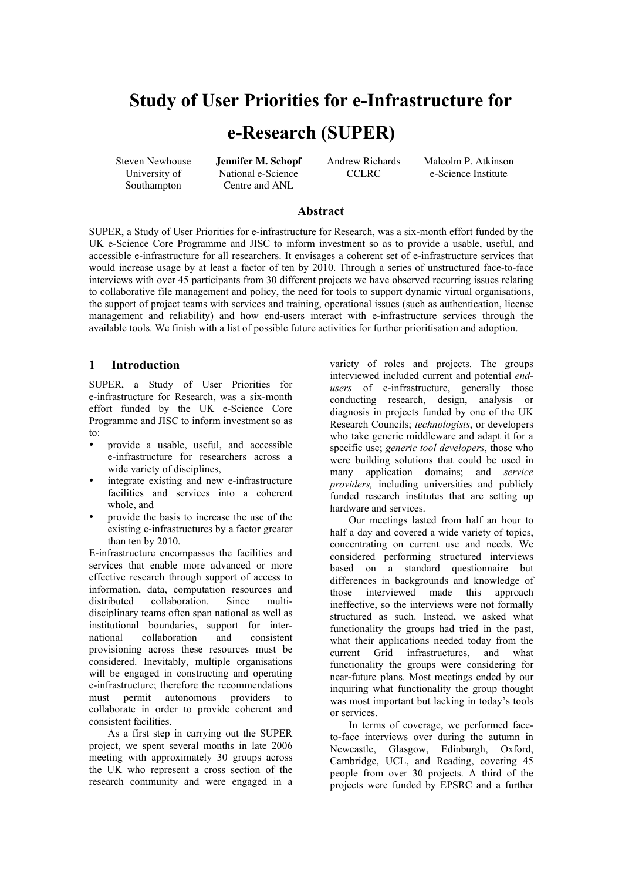# Study of User Priorities for e-Infrastructure for e-Research (SUPER)

Steven Newhouse
University of Southampton

**Jennifer M. Schopf**
National e-Science Centre and ANL

Andrew Richards
CCLRC

Malcolm P. Atkinson
e-Science Institute

## Abstract

SUPER, a Study of User Priorities for e-infrastructure for Research, was a six-month effort funded by the UK e-Science Core Programme and JISC to inform investment so as to provide a usable, useful, and accessible e-infrastructure for all researchers. It envisages a coherent set of e-infrastructure services that would increase usage by at least a factor of ten by 2010. Through a series of unstructured face-to-face interviews with over 45 participants from 30 different projects we have observed recurring issues relating to collaborative file management and policy, the need for tools to support dynamic virtual organisations, the support of project teams with services and training, operational issues (such as authentication, license management and reliability) and how end-users interact with e-infrastructure services through the available tools. We finish with a list of possible future activities for further prioritisation and adoption.

## 1 Introduction

SUPER, a Study of User Priorities for e-infrastructure for Research, was a six-month effort funded by the UK e-Science Core Programme and JISC to inform investment so as to:

- provide a usable, useful, and accessible e-infrastructure for researchers across a wide variety of disciplines,
- integrate existing and new e-infrastructure facilities and services into a coherent whole, and
- provide the basis to increase the use of the existing e-infrastructures by a factor greater than ten by 2010.

E-infrastructure encompasses the facilities and services that enable more advanced or more effective research through support of access to information, data, computation resources and distributed collaboration. Since multi-disciplinary teams often span national as well as institutional boundaries, support for international collaboration and consistent provisioning across these resources must be considered. Inevitably, multiple organisations will be engaged in constructing and operating e-infrastructure; therefore the recommendations must permit autonomous providers to collaborate in order to provide coherent and consistent facilities.

As a first step in carrying out the SUPER project, we spent several months in late 2006 meeting with approximately 30 groups across the UK who represent a cross section of the research community and were engaged in a variety of roles and projects. The groups interviewed included current and potential *end-users* of e-infrastructure, generally those conducting research, design, analysis or diagnosis in projects funded by one of the UK Research Councils; *technologists*, or developers who take generic middleware and adapt it for a specific use; *generic tool developers*, those who were building solutions that could be used in many application domains; and *service providers,* including universities and publicly funded research institutes that are setting up hardware and services.

Our meetings lasted from half an hour to half a day and covered a wide variety of topics, concentrating on current use and needs. We considered performing structured interviews based on a standard questionnaire but differences in backgrounds and knowledge of those interviewed made this approach ineffective, so the interviews were not formally structured as such. Instead, we asked what functionality the groups had tried in the past, what their applications needed today from the current Grid infrastructures, and what functionality the groups were considering for near-future plans. Most meetings ended by our inquiring what functionality the group thought was most important but lacking in today's tools or services.

In terms of coverage, we performed face-to-face interviews over during the autumn in Newcastle, Glasgow, Edinburgh, Oxford, Cambridge, UCL, and Reading, covering 45 people from over 30 projects. A third of the projects were funded by EPSRC and a further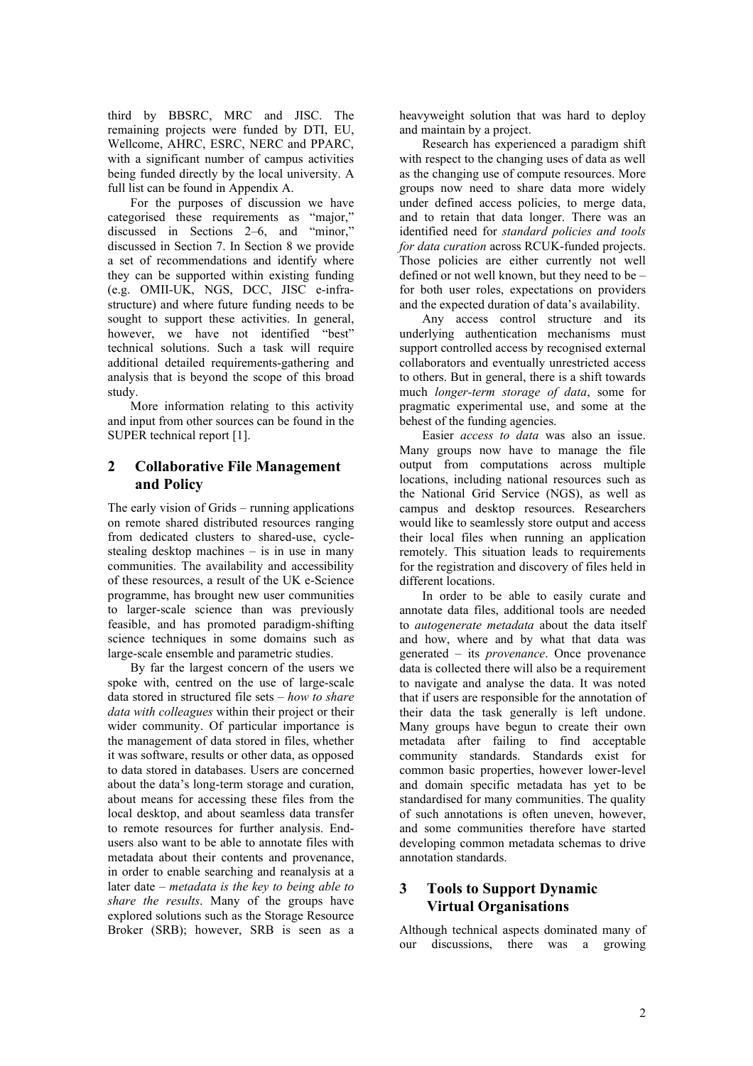third by BBSRC, MRC and JISC. The remaining projects were funded by DTI, EU, Wellcome, AHRC, ESRC, NERC and PPARC, with a significant number of campus activities being funded directly by the local university. A full list can be found in Appendix A.

For the purposes of discussion we have categorised these requirements as "major," discussed in Sections 2–6, and "minor," discussed in Section 7. In Section 8 we provide a set of recommendations and identify where they can be supported within existing funding (e.g. OMII-UK, NGS, DCC, JISC e-infra-structure) and where future funding needs to be sought to support these activities. In general, however, we have not identified "best" technical solutions. Such a task will require additional detailed requirements-gathering and analysis that is beyond the scope of this broad study.

More information relating to this activity and input from other sources can be found in the SUPER technical report [1].

## 2 Collaborative File Management and Policy

The early vision of Grids – running applications on remote shared distributed resources ranging from dedicated clusters to shared-use, cycle-stealing desktop machines – is in use in many communities. The availability and accessibility of these resources, a result of the UK e-Science programme, has brought new user communities to larger-scale science than was previously feasible, and has promoted paradigm-shifting science techniques in some domains such as large-scale ensemble and parametric studies.

By far the largest concern of the users we spoke with, centred on the use of large-scale data stored in structured file sets – *how to share data with colleagues* within their project or their wider community. Of particular importance is the management of data stored in files, whether it was software, results or other data, as opposed to data stored in databases. Users are concerned about the data's long-term storage and curation, about means for accessing these files from the local desktop, and about seamless data transfer to remote resources for further analysis. End-users also want to be able to annotate files with metadata about their contents and provenance, in order to enable searching and reanalysis at a later date – *metadata is the key to being able to share the results*. Many of the groups have explored solutions such as the Storage Resource Broker (SRB); however, SRB is seen as a heavyweight solution that was hard to deploy and maintain by a project.

Research has experienced a paradigm shift with respect to the changing uses of data as well as the changing use of compute resources. More groups now need to share data more widely under defined access policies, to merge data, and to retain that data longer. There was an identified need for *standard policies and tools for data curation* across RCUK-funded projects. Those policies are either currently not well defined or not well known, but they need to be – for both user roles, expectations on providers and the expected duration of data's availability.

Any access control structure and its underlying authentication mechanisms must support controlled access by recognised external collaborators and eventually unrestricted access to others. But in general, there is a shift towards much *longer-term storage of data*, some for pragmatic experimental use, and some at the behest of the funding agencies.

Easier *access to data* was also an issue. Many groups now have to manage the file output from computations across multiple locations, including national resources such as the National Grid Service (NGS), as well as campus and desktop resources. Researchers would like to seamlessly store output and access their local files when running an application remotely. This situation leads to requirements for the registration and discovery of files held in different locations.

In order to be able to easily curate and annotate data files, additional tools are needed to *autogenerate metadata* about the data itself and how, where and by what that data was generated – its *provenance*. Once provenance data is collected there will also be a requirement to navigate and analyse the data. It was noted that if users are responsible for the annotation of their data the task generally is left undone. Many groups have begun to create their own metadata after failing to find acceptable community standards. Standards exist for common basic properties, however lower-level and domain specific metadata has yet to be standardised for many communities. The quality of such annotations is often uneven, however, and some communities therefore have started developing common metadata schemas to drive annotation standards.

## 3 Tools to Support Dynamic Virtual Organisations

Although technical aspects dominated many of our discussions, there was a growing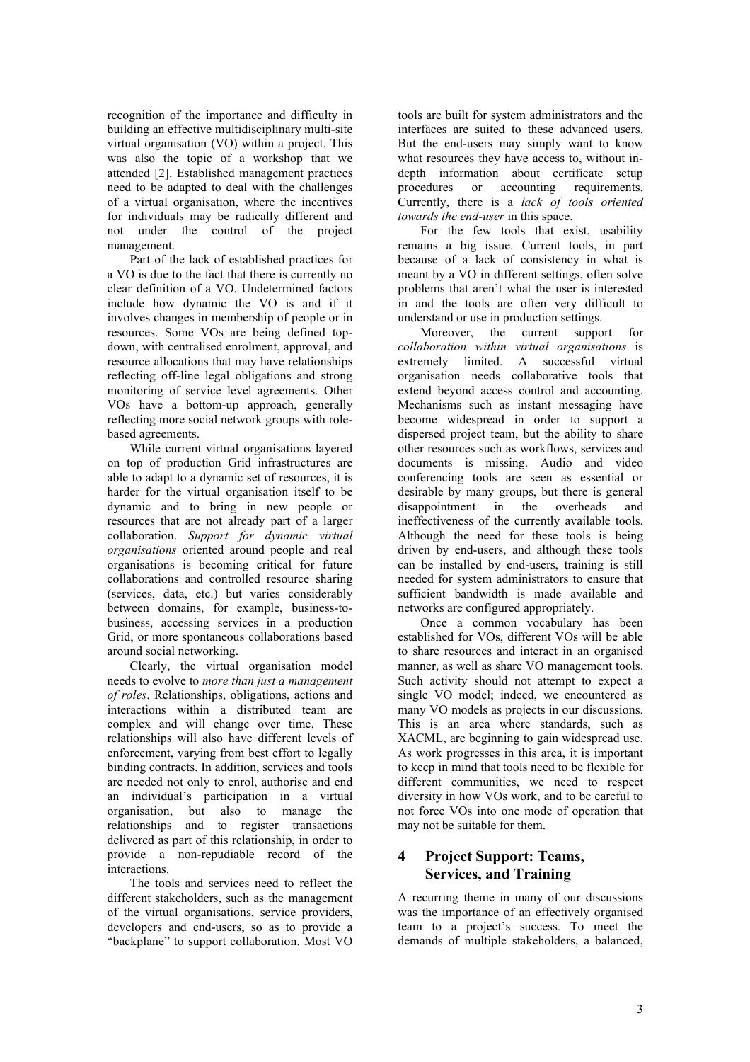recognition of the importance and difficulty in building an effective multidisciplinary multi-site virtual organisation (VO) within a project. This was also the topic of a workshop that we attended [2]. Established management practices need to be adapted to deal with the challenges of a virtual organisation, where the incentives for individuals may be radically different and not under the control of the project management.

Part of the lack of established practices for a VO is due to the fact that there is currently no clear definition of a VO. Undetermined factors include how dynamic the VO is and if it involves changes in membership of people or in resources. Some VOs are being defined top-down, with centralised enrolment, approval, and resource allocations that may have relationships reflecting off-line legal obligations and strong monitoring of service level agreements. Other VOs have a bottom-up approach, generally reflecting more social network groups with role-based agreements.

While current virtual organisations layered on top of production Grid infrastructures are able to adapt to a dynamic set of resources, it is harder for the virtual organisation itself to be dynamic and to bring in new people or resources that are not already part of a larger collaboration. *Support for dynamic virtual organisations* oriented around people and real organisations is becoming critical for future collaborations and controlled resource sharing (services, data, etc.) but varies considerably between domains, for example, business-to-business, accessing services in a production Grid, or more spontaneous collaborations based around social networking.

Clearly, the virtual organisation model needs to evolve to *more than just a management of roles*. Relationships, obligations, actions and interactions within a distributed team are complex and will change over time. These relationships will also have different levels of enforcement, varying from best effort to legally binding contracts. In addition, services and tools are needed not only to enrol, authorise and end an individual's participation in a virtual organisation, but also to manage the relationships and to register transactions delivered as part of this relationship, in order to provide a non-repudiable record of the interactions.

The tools and services need to reflect the different stakeholders, such as the management of the virtual organisations, service providers, developers and end-users, so as to provide a "backplane" to support collaboration. Most VO tools are built for system administrators and the interfaces are suited to these advanced users. But the end-users may simply want to know what resources they have access to, without in-depth information about certificate setup procedures or accounting requirements. Currently, there is a *lack of tools oriented towards the end-user* in this space.

For the few tools that exist, usability remains a big issue. Current tools, in part because of a lack of consistency in what is meant by a VO in different settings, often solve problems that aren't what the user is interested in and the tools are often very difficult to understand or use in production settings.

Moreover, the current support for *collaboration within virtual organisations* is extremely limited. A successful virtual organisation needs collaborative tools that extend beyond access control and accounting. Mechanisms such as instant messaging have become widespread in order to support a dispersed project team, but the ability to share other resources such as workflows, services and documents is missing. Audio and video conferencing tools are seen as essential or desirable by many groups, but there is general disappointment in the overheads and ineffectiveness of the currently available tools. Although the need for these tools is being driven by end-users, and although these tools can be installed by end-users, training is still needed for system administrators to ensure that sufficient bandwidth is made available and networks are configured appropriately.

Once a common vocabulary has been established for VOs, different VOs will be able to share resources and interact in an organised manner, as well as share VO management tools. Such activity should not attempt to expect a single VO model; indeed, we encountered as many VO models as projects in our discussions. This is an area where standards, such as XACML, are beginning to gain widespread use. As work progresses in this area, it is important to keep in mind that tools need to be flexible for different communities, we need to respect diversity in how VOs work, and to be careful to not force VOs into one mode of operation that may not be suitable for them.

## 4 Project Support: Teams, Services, and Training

A recurring theme in many of our discussions was the importance of an effectively organised team to a project's success. To meet the demands of multiple stakeholders, a balanced,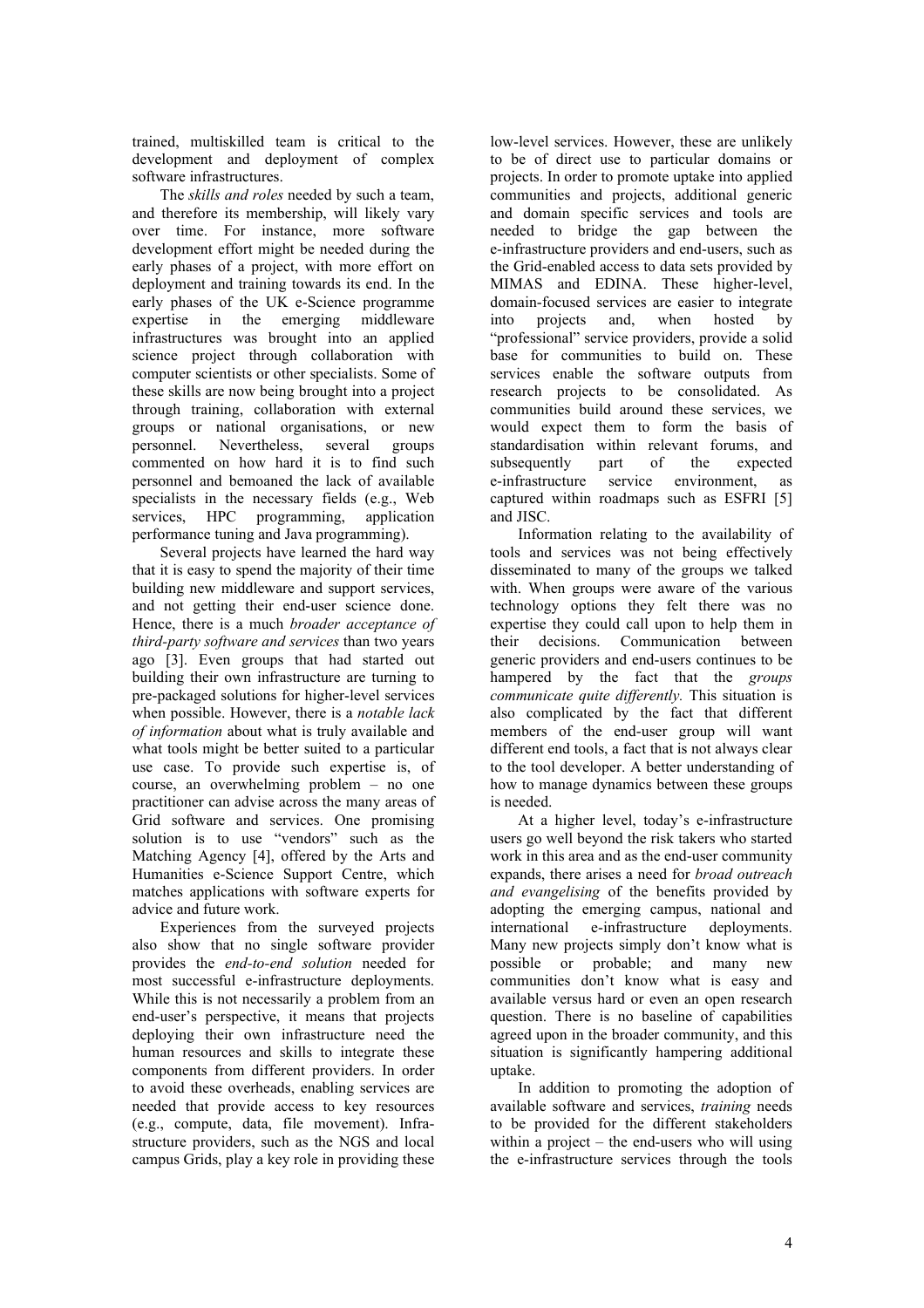trained, multiskilled team is critical to the development and deployment of complex software infrastructures.

The *skills and roles* needed by such a team, and therefore its membership, will likely vary over time. For instance, more software development effort might be needed during the early phases of a project, with more effort on deployment and training towards its end. In the early phases of the UK e-Science programme expertise in the emerging middleware infrastructures was brought into an applied science project through collaboration with computer scientists or other specialists. Some of these skills are now being brought into a project through training, collaboration with external groups or national organisations, or new personnel. Nevertheless, several groups commented on how hard it is to find such personnel and bemoaned the lack of available specialists in the necessary fields (e.g., Web services, HPC programming, application performance tuning and Java programming).

Several projects have learned the hard way that it is easy to spend the majority of their time building new middleware and support services, and not getting their end-user science done. Hence, there is a much *broader acceptance of third-party software and services* than two years ago [3]. Even groups that had started out building their own infrastructure are turning to pre-packaged solutions for higher-level services when possible. However, there is a *notable lack of information* about what is truly available and what tools might be better suited to a particular use case. To provide such expertise is, of course, an overwhelming problem – no one practitioner can advise across the many areas of Grid software and services. One promising solution is to use "vendors" such as the Matching Agency [4], offered by the Arts and Humanities e-Science Support Centre, which matches applications with software experts for advice and future work.

Experiences from the surveyed projects also show that no single software provider provides the *end-to-end solution* needed for most successful e-infrastructure deployments. While this is not necessarily a problem from an end-user's perspective, it means that projects deploying their own infrastructure need the human resources and skills to integrate these components from different providers. In order to avoid these overheads, enabling services are needed that provide access to key resources (e.g., compute, data, file movement). Infrastructure providers, such as the NGS and local campus Grids, play a key role in providing these low-level services. However, these are unlikely to be of direct use to particular domains or projects. In order to promote uptake into applied communities and projects, additional generic and domain specific services and tools are needed to bridge the gap between the e-infrastructure providers and end-users, such as the Grid-enabled access to data sets provided by MIMAS and EDINA. These higher-level, domain-focused services are easier to integrate into projects and, when hosted by "professional" service providers, provide a solid base for communities to build on. These services enable the software outputs from research projects to be consolidated. As communities build around these services, we would expect them to form the basis of standardisation within relevant forums, and subsequently part of the expected e-infrastructure service environment, as captured within roadmaps such as ESFRI [5] and JISC.

Information relating to the availability of tools and services was not being effectively disseminated to many of the groups we talked with. When groups were aware of the various technology options they felt there was no expertise they could call upon to help them in their decisions. Communication between generic providers and end-users continues to be hampered by the fact that the *groups communicate quite differently.* This situation is also complicated by the fact that different members of the end-user group will want different end tools, a fact that is not always clear to the tool developer. A better understanding of how to manage dynamics between these groups is needed.

At a higher level, today's e-infrastructure users go well beyond the risk takers who started work in this area and as the end-user community expands, there arises a need for *broad outreach and evangelising* of the benefits provided by adopting the emerging campus, national and international e-infrastructure deployments. Many new projects simply don't know what is possible or probable; and many new communities don't know what is easy and available versus hard or even an open research question. There is no baseline of capabilities agreed upon in the broader community, and this situation is significantly hampering additional uptake.

In addition to promoting the adoption of available software and services, *training* needs to be provided for the different stakeholders within a project – the end-users who will using the e-infrastructure services through the tools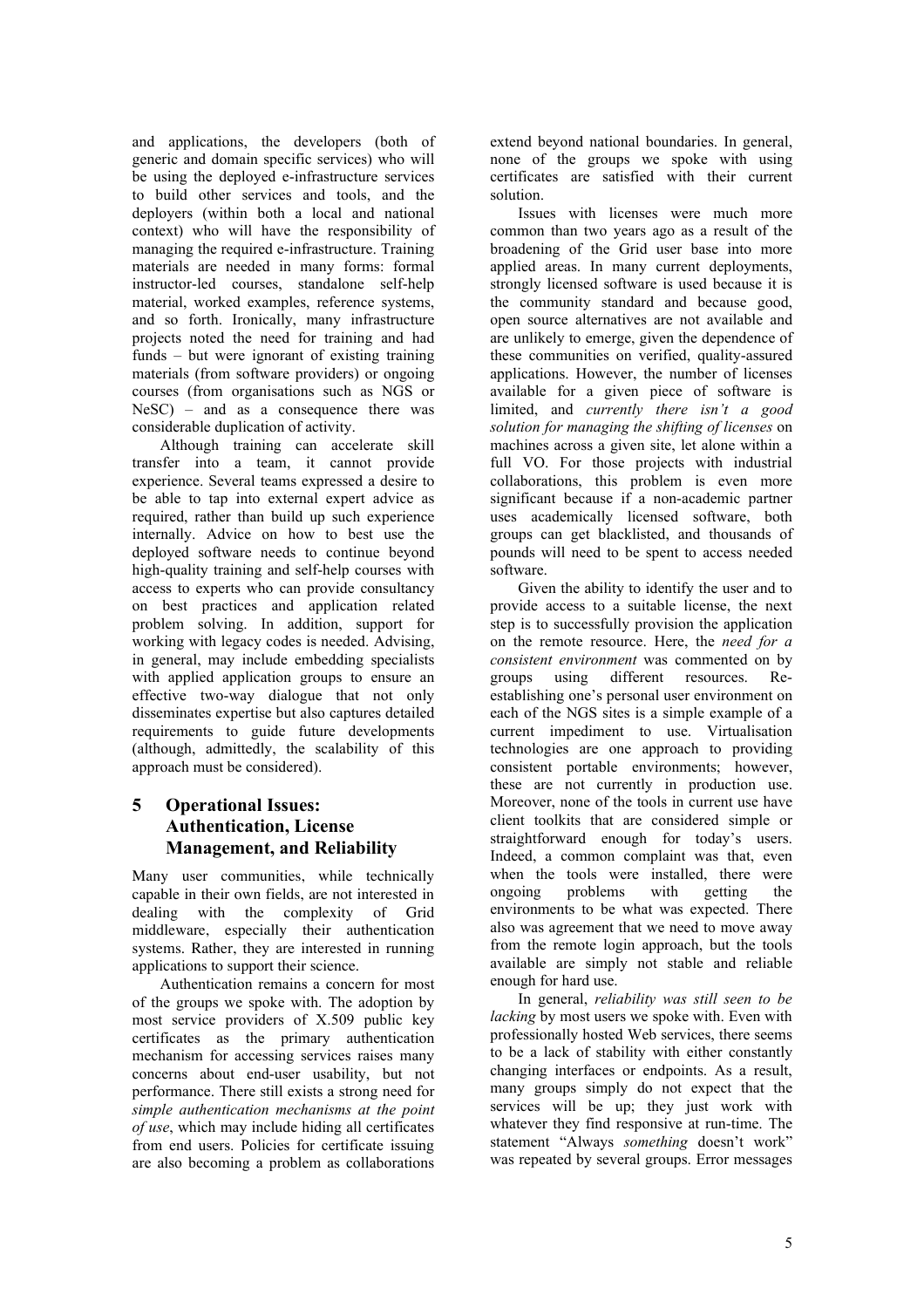and applications, the developers (both of generic and domain specific services) who will be using the deployed e-infrastructure services to build other services and tools, and the deployers (within both a local and national context) who will have the responsibility of managing the required e-infrastructure. Training materials are needed in many forms: formal instructor-led courses, standalone self-help material, worked examples, reference systems, and so forth. Ironically, many infrastructure projects noted the need for training and had funds – but were ignorant of existing training materials (from software providers) or ongoing courses (from organisations such as NGS or NeSC) – and as a consequence there was considerable duplication of activity.

Although training can accelerate skill transfer into a team, it cannot provide experience. Several teams expressed a desire to be able to tap into external expert advice as required, rather than build up such experience internally. Advice on how to best use the deployed software needs to continue beyond high-quality training and self-help courses with access to experts who can provide consultancy on best practices and application related problem solving. In addition, support for working with legacy codes is needed. Advising, in general, may include embedding specialists with applied application groups to ensure an effective two-way dialogue that not only disseminates expertise but also captures detailed requirements to guide future developments (although, admittedly, the scalability of this approach must be considered).

## 5 Operational Issues: Authentication, License Management, and Reliability

Many user communities, while technically capable in their own fields, are not interested in dealing with the complexity of Grid middleware, especially their authentication systems. Rather, they are interested in running applications to support their science.

Authentication remains a concern for most of the groups we spoke with. The adoption by most service providers of X.509 public key certificates as the primary authentication mechanism for accessing services raises many concerns about end-user usability, but not performance. There still exists a strong need for *simple authentication mechanisms at the point of use*, which may include hiding all certificates from end users. Policies for certificate issuing are also becoming a problem as collaborations extend beyond national boundaries. In general, none of the groups we spoke with using certificates are satisfied with their current solution.

Issues with licenses were much more common than two years ago as a result of the broadening of the Grid user base into more applied areas. In many current deployments, strongly licensed software is used because it is the community standard and because good, open source alternatives are not available and are unlikely to emerge, given the dependence of these communities on verified, quality-assured applications. However, the number of licenses available for a given piece of software is limited, and *currently there isn't a good solution for managing the shifting of licenses* on machines across a given site, let alone within a full VO. For those projects with industrial collaborations, this problem is even more significant because if a non-academic partner uses academically licensed software, both groups can get blacklisted, and thousands of pounds will need to be spent to access needed software.

Given the ability to identify the user and to provide access to a suitable license, the next step is to successfully provision the application on the remote resource. Here, the *need for a consistent environment* was commented on by groups using different resources. Re-establishing one's personal user environment on each of the NGS sites is a simple example of a current impediment to use. Virtualisation technologies are one approach to providing consistent portable environments; however, these are not currently in production use. Moreover, none of the tools in current use have client toolkits that are considered simple or straightforward enough for today's users. Indeed, a common complaint was that, even when the tools were installed, there were ongoing problems with getting the environments to be what was expected. There also was agreement that we need to move away from the remote login approach, but the tools available are simply not stable and reliable enough for hard use.

In general, *reliability was still seen to be lacking* by most users we spoke with. Even with professionally hosted Web services, there seems to be a lack of stability with either constantly changing interfaces or endpoints. As a result, many groups simply do not expect that the services will be up; they just work with whatever they find responsive at run-time. The statement "Always *something* doesn't work" was repeated by several groups. Error messages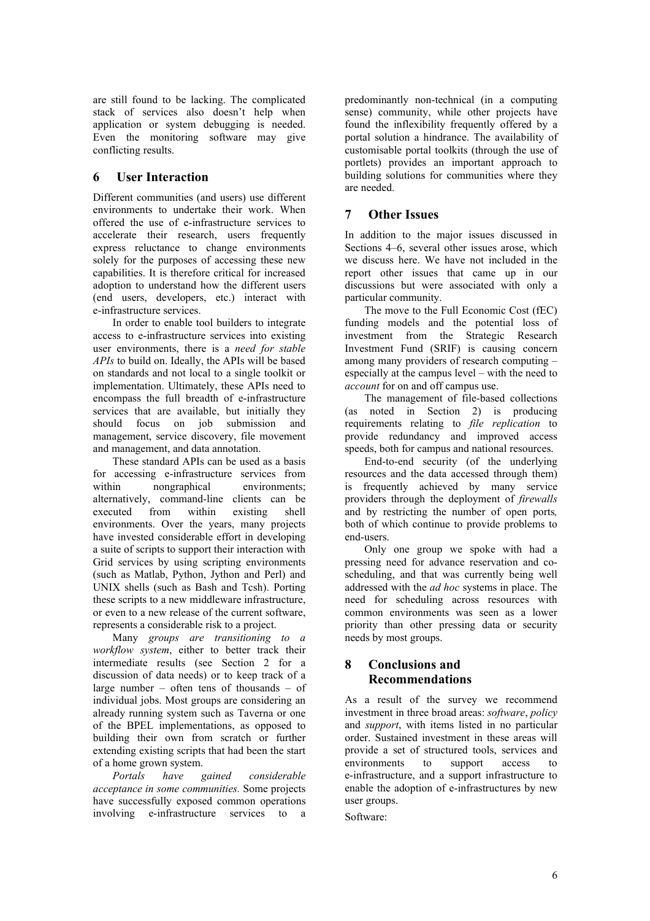are still found to be lacking. The complicated stack of services also doesn't help when application or system debugging is needed. Even the monitoring software may give conflicting results.

## 6 User Interaction

Different communities (and users) use different environments to undertake their work. When offered the use of e-infrastructure services to accelerate their research, users frequently express reluctance to change environments solely for the purposes of accessing these new capabilities. It is therefore critical for increased adoption to understand how the different users (end users, developers, etc.) interact with e-infrastructure services.

In order to enable tool builders to integrate access to e-infrastructure services into existing user environments, there is a *need for stable APIs* to build on. Ideally, the APIs will be based on standards and not local to a single toolkit or implementation. Ultimately, these APIs need to encompass the full breadth of e-infrastructure services that are available, but initially they should focus on job submission and management, service discovery, file movement and management, and data annotation.

These standard APIs can be used as a basis for accessing e-infrastructure services from within nongraphical environments; alternatively, command-line clients can be executed from within existing shell environments. Over the years, many projects have invested considerable effort in developing a suite of scripts to support their interaction with Grid services by using scripting environments (such as Matlab, Python, Jython and Perl) and UNIX shells (such as Bash and Tcsh). Porting these scripts to a new middleware infrastructure, or even to a new release of the current software, represents a considerable risk to a project.

Many *groups are transitioning to a workflow system*, either to better track their intermediate results (see Section 2 for a discussion of data needs) or to keep track of a large number – often tens of thousands – of individual jobs. Most groups are considering an already running system such as Taverna or one of the BPEL implementations, as opposed to building their own from scratch or further extending existing scripts that had been the start of a home grown system.

*Portals have gained considerable acceptance in some communities.* Some projects have successfully exposed common operations involving e-infrastructure services to a predominantly non-technical (in a computing sense) community, while other projects have found the inflexibility frequently offered by a portal solution a hindrance. The availability of customisable portal toolkits (through the use of portlets) provides an important approach to building solutions for communities where they are needed.

## 7 Other Issues

In addition to the major issues discussed in Sections 4–6, several other issues arose, which we discuss here. We have not included in the report other issues that came up in our discussions but were associated with only a particular community.

The move to the Full Economic Cost (fEC) funding models and the potential loss of investment from the Strategic Research Investment Fund (SRIF) is causing concern among many providers of research computing – especially at the campus level – with the need to *account* for on and off campus use.

The management of file-based collections (as noted in Section 2) is producing requirements relating to *file replication* to provide redundancy and improved access speeds, both for campus and national resources.

End-to-end security (of the underlying resources and the data accessed through them) is frequently achieved by many service providers through the deployment of *firewalls* and by restricting the number of open ports, both of which continue to provide problems to end-users.

Only one group we spoke with had a pressing need for advance reservation and co-scheduling, and that was currently being well addressed with the *ad hoc* systems in place. The need for scheduling across resources with common environments was seen as a lower priority than other pressing data or security needs by most groups.

## 8 Conclusions and Recommendations

As a result of the survey we recommend investment in three broad areas: *software*, *policy* and *support*, with items listed in no particular order. Sustained investment in these areas will provide a set of structured tools, services and environments to support access to e-infrastructure, and a support infrastructure to enable the adoption of e-infrastructures by new user groups.

Software: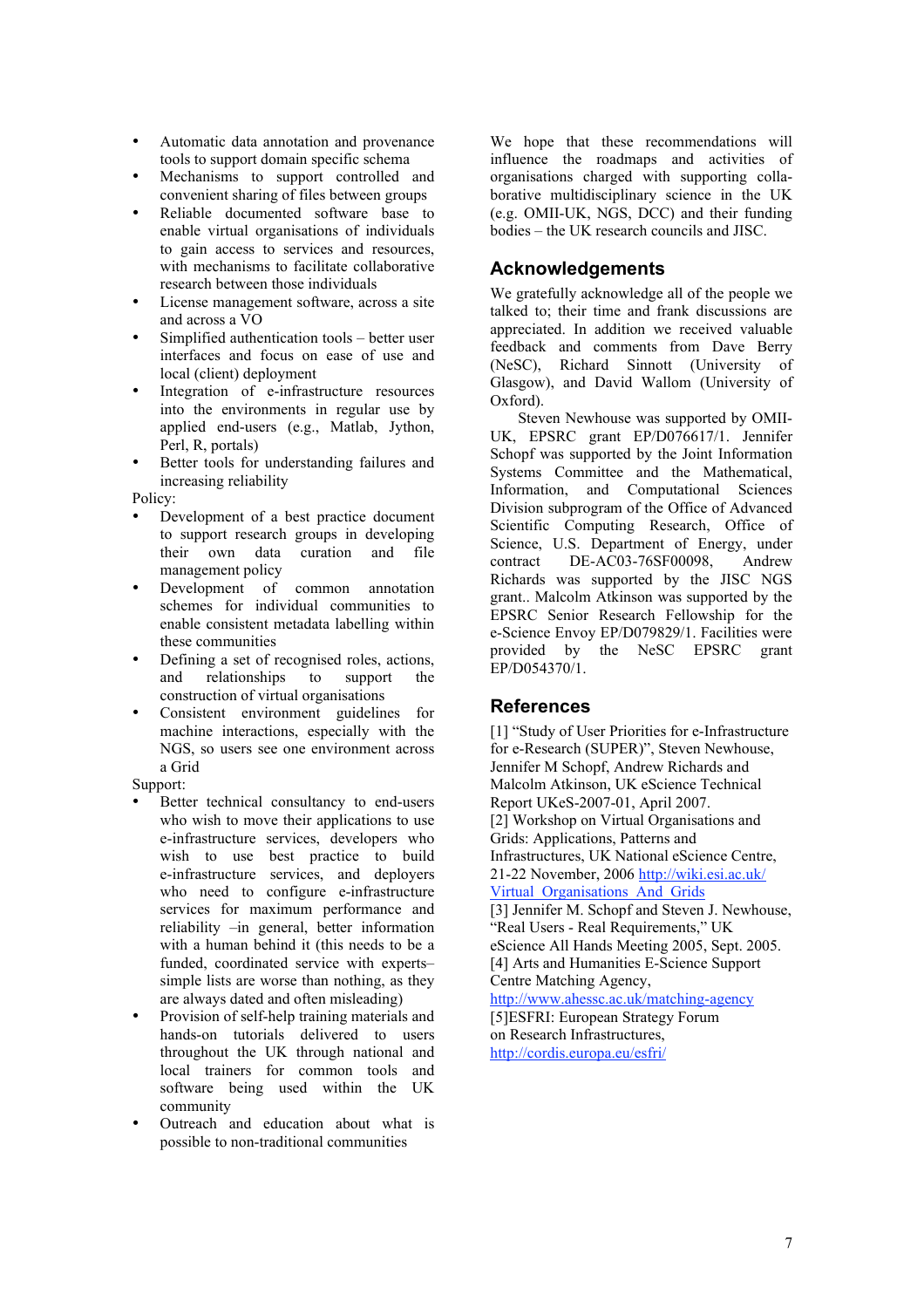- Automatic data annotation and provenance tools to support domain specific schema
- Mechanisms to support controlled and convenient sharing of files between groups
- Reliable documented software base to enable virtual organisations of individuals to gain access to services and resources, with mechanisms to facilitate collaborative research between those individuals
- License management software, across a site and across a VO
- Simplified authentication tools – better user interfaces and focus on ease of use and local (client) deployment
- Integration of e-infrastructure resources into the environments in regular use by applied end-users (e.g., Matlab, Jython, Perl, R, portals)
- Better tools for understanding failures and increasing reliability

Policy:

- Development of a best practice document to support research groups in developing their own data curation and file management policy
- Development of common annotation schemes for individual communities to enable consistent metadata labelling within these communities
- Defining a set of recognised roles, actions, and relationships to support the construction of virtual organisations
- Consistent environment guidelines for machine interactions, especially with the NGS, so users see one environment across a Grid

Support:

- Better technical consultancy to end-users who wish to move their applications to use e-infrastructure services, developers who wish to use best practice to build e-infrastructure services, and deployers who need to configure e-infrastructure services for maximum performance and reliability –in general, better information with a human behind it (this needs to be a funded, coordinated service with experts– simple lists are worse than nothing, as they are always dated and often misleading)
- Provision of self-help training materials and hands-on tutorials delivered to users throughout the UK through national and local trainers for common tools and software being used within the UK community
- Outreach and education about what is possible to non-traditional communities

We hope that these recommendations will influence the roadmaps and activities of organisations charged with supporting collaborative multidisciplinary science in the UK (e.g. OMII-UK, NGS, DCC) and their funding bodies – the UK research councils and JISC.

## Acknowledgements

We gratefully acknowledge all of the people we talked to; their time and frank discussions are appreciated. In addition we received valuable feedback and comments from Dave Berry (NeSC), Richard Sinnott (University of Glasgow), and David Wallom (University of Oxford).

Steven Newhouse was supported by OMII-UK, EPSRC grant EP/D076617/1. Jennifer Schopf was supported by the Joint Information Systems Committee and the Mathematical, Information, and Computational Sciences Division subprogram of the Office of Advanced Scientific Computing Research, Office of Science, U.S. Department of Energy, under contract DE-AC03-76SF00098, Andrew Richards was supported by the JISC NGS grant.. Malcolm Atkinson was supported by the EPSRC Senior Research Fellowship for the e-Science Envoy EP/D079829/1. Facilities were provided by the NeSC EPSRC grant EP/D054370/1.

## References

[1] "Study of User Priorities for e-Infrastructure for e-Research (SUPER)", Steven Newhouse, Jennifer M Schopf, Andrew Richards and Malcolm Atkinson, UK eScience Technical Report UKeS-2007-01, April 2007.

[2] Workshop on Virtual Organisations and Grids: Applications, Patterns and Infrastructures, UK National eScience Centre, 21-22 November, 2006 http://wiki.esi.ac.uk/Virtual_Organisations_And_Grids

[3] Jennifer M. Schopf and Steven J. Newhouse, "Real Users - Real Requirements," UK eScience All Hands Meeting 2005, Sept. 2005.

[4] Arts and Humanities E-Science Support Centre Matching Agency, http://www.ahessc.ac.uk/matching-agency

[5]ESFRI: European Strategy Forum on Research Infrastructures, http://cordis.europa.eu/esfri/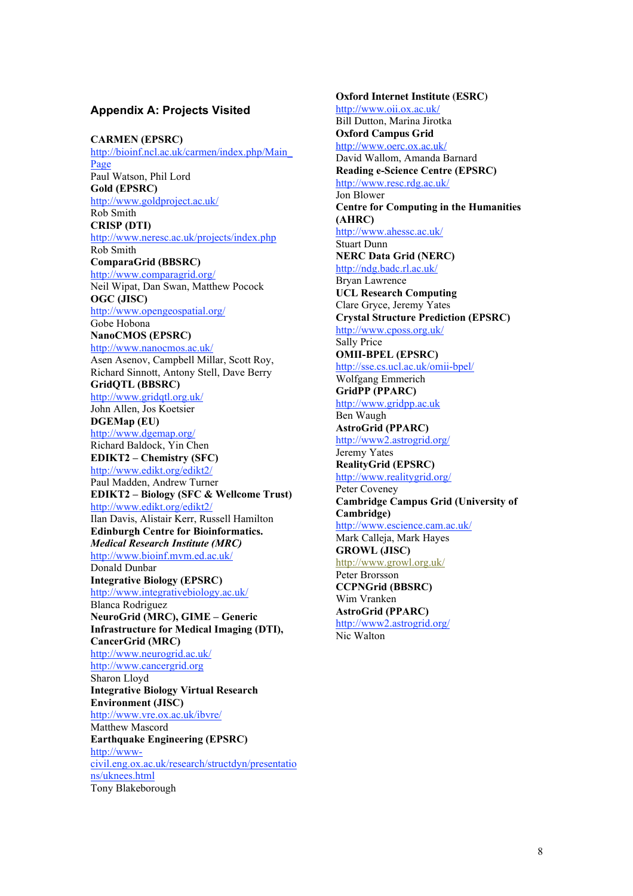## Appendix A: Projects Visited

**CARMEN (EPSRC)**
http://bioinf.ncl.ac.uk/carmen/index.php/Main_Page
Paul Watson, Phil Lord
**Gold (EPSRC)**
http://www.goldproject.ac.uk/
Rob Smith
**CRISP (DTI)**
http://www.neresc.ac.uk/projects/index.php
Rob Smith
**ComparaGrid (BBSRC)**
http://www.comparagrid.org/
Neil Wipat, Dan Swan, Matthew Pocock
**OGC (JISC)**
http://www.opengeospatial.org/
Gobe Hobona
**NanoCMOS (EPSRC)**
http://www.nanocmos.ac.uk/
Asen Asenov, Campbell Millar, Scott Roy, Richard Sinnott, Antony Stell, Dave Berry
**GridQTL (BBSRC)**
http://www.gridqtl.org.uk/
John Allen, Jos Koetsier
**DGEMap (EU)**
http://www.dgemap.org/
Richard Baldock, Yin Chen
**EDIKT2 – Chemistry (SFC)**
http://www.edikt.org/edikt2/
Paul Madden, Andrew Turner
**EDIKT2 – Biology (SFC & Wellcome Trust)**
http://www.edikt.org/edikt2/
Ilan Davis, Alistair Kerr, Russell Hamilton
**Edinburgh Centre for Bioinformatics.**
***Medical Research Institute (MRC)***
http://www.bioinf.mvm.ed.ac.uk/
Donald Dunbar
**Integrative Biology (EPSRC)**
http://www.integrativebiology.ac.uk/
Blanca Rodriguez
**NeuroGrid (MRC), GIME – Generic Infrastructure for Medical Imaging (DTI), CancerGrid (MRC)**
http://www.neurogrid.ac.uk/
http://www.cancergrid.org
Sharon Lloyd
**Integrative Biology Virtual Research Environment (JISC)**
http://www.vre.ox.ac.uk/ibvre/
Matthew Mascord
**Earthquake Engineering (EPSRC)**
http://www-civil.eng.ox.ac.uk/research/structdyn/presentations/uknees.html
Tony Blakeborough
**Oxford Internet Institute (ESRC)**
http://www.oii.ox.ac.uk/
Bill Dutton, Marina Jirotka
**Oxford Campus Grid**
http://www.oerc.ox.ac.uk/
David Wallom, Amanda Barnard
**Reading e-Science Centre (EPSRC)**
http://www.resc.rdg.ac.uk/
Jon Blower
**Centre for Computing in the Humanities (AHRC)**
http://www.ahessc.ac.uk/
Stuart Dunn
**NERC Data Grid (NERC)**
http://ndg.badc.rl.ac.uk/
Bryan Lawrence
**UCL Research Computing**
Clare Gryce, Jeremy Yates
**Crystal Structure Prediction (EPSRC)**
http://www.cposs.org.uk/
Sally Price
**OMII-BPEL (EPSRC)**
http://sse.cs.ucl.ac.uk/omii-bpel/
Wolfgang Emmerich
**GridPP (PPARC)**
http://www.gridpp.ac.uk
Ben Waugh
**AstroGrid (PPARC)**
http://www2.astrogrid.org/
Jeremy Yates
**RealityGrid (EPSRC)**
http://www.realitygrid.org/
Peter Coveney
**Cambridge Campus Grid (University of Cambridge)**
http://www.escience.cam.ac.uk/
Mark Calleja, Mark Hayes
**GROWL (JISC)**
http://www.growl.org.uk/
Peter Brorsson
**CCPNGrid (BBSRC)**
Wim Vranken
**AstroGrid (PPARC)**
http://www2.astrogrid.org/
Nic Walton